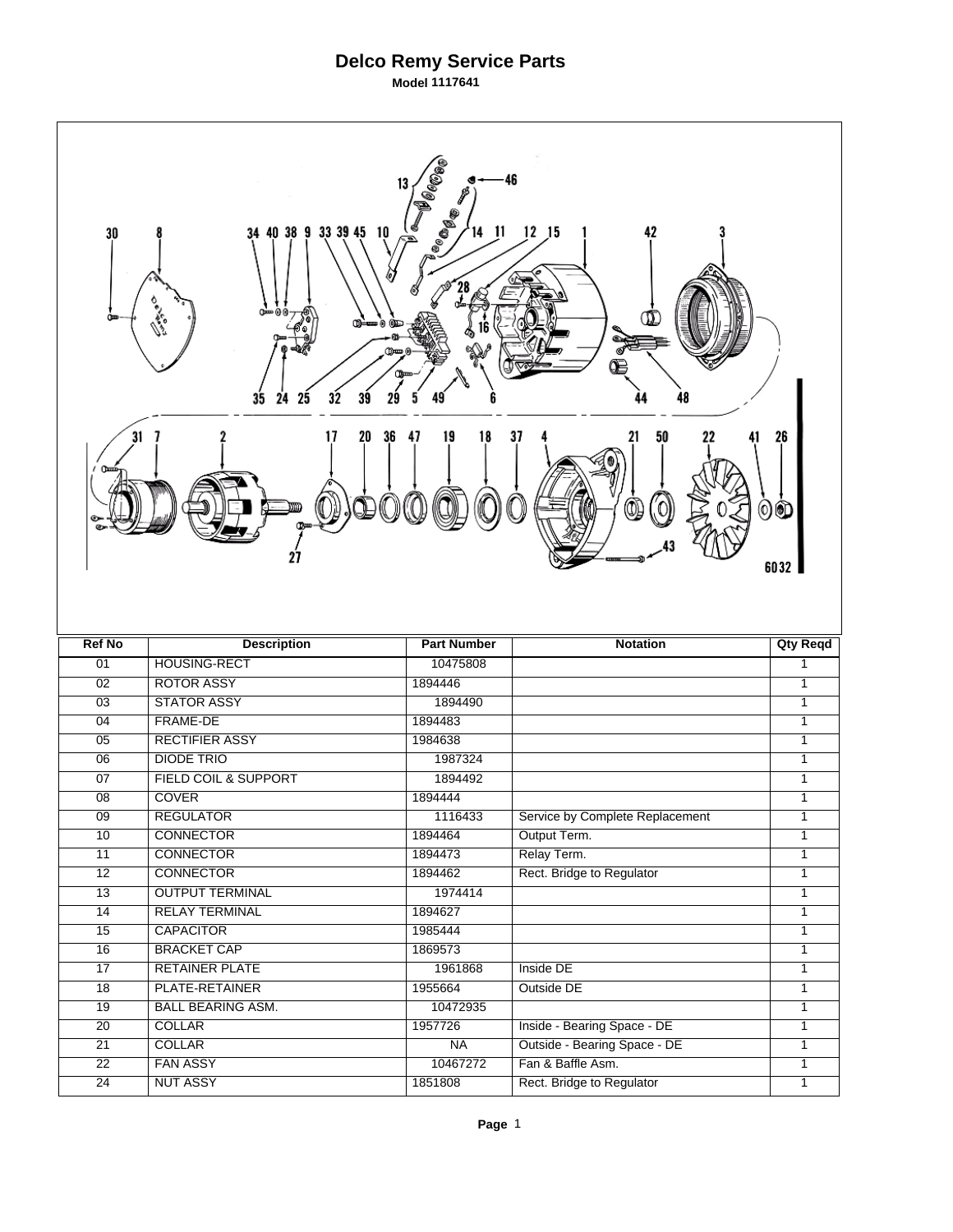# Delco Remy Service Parts

**Model 1117641**

| Ref No | Description | Part Number | Notation | Qty Reqd |
|---|---|---|---|---|
| 01 | HOUSING-RECT | 10475808 | | 1 |
| 02 | ROTOR ASSY | 1894446 | | 1 |
| 03 | STATOR ASSY | 1894490 | | 1 |
| 04 | FRAME-DE | 1894483 | | 1 |
| 05 | RECTIFIER ASSY | 1984638 | | 1 |
| 06 | DIODE TRIO | 1987324 | | 1 |
| 07 | FIELD COIL & SUPPORT | 1894492 | | 1 |
| 08 | COVER | 1894444 | | 1 |
| 09 | REGULATOR | 1116433 | Service by Complete Replacement | 1 |
| 10 | CONNECTOR | 1894464 | Output Term. | 1 |
| 11 | CONNECTOR | 1894473 | Relay Term. | 1 |
| 12 | CONNECTOR | 1894462 | Rect. Bridge to Regulator | 1 |
| 13 | OUTPUT TERMINAL | 1974414 | | 1 |
| 14 | RELAY TERMINAL | 1894627 | | 1 |
| 15 | CAPACITOR | 1985444 | | 1 |
| 16 | BRACKET CAP | 1869573 | | 1 |
| 17 | RETAINER PLATE | 1961868 | Inside DE | 1 |
| 18 | PLATE-RETAINER | 1955664 | Outside DE | 1 |
| 19 | BALL BEARING ASM. | 10472935 | | 1 |
| 20 | COLLAR | 1957726 | Inside - Bearing Space - DE | 1 |
| 21 | COLLAR | NA | Outside - Bearing Space - DE | 1 |
| 22 | FAN ASSY | 10467272 | Fan & Baffle Asm. | 1 |
| 24 | NUT ASSY | 1851808 | Rect. Bridge to Regulator | 1 |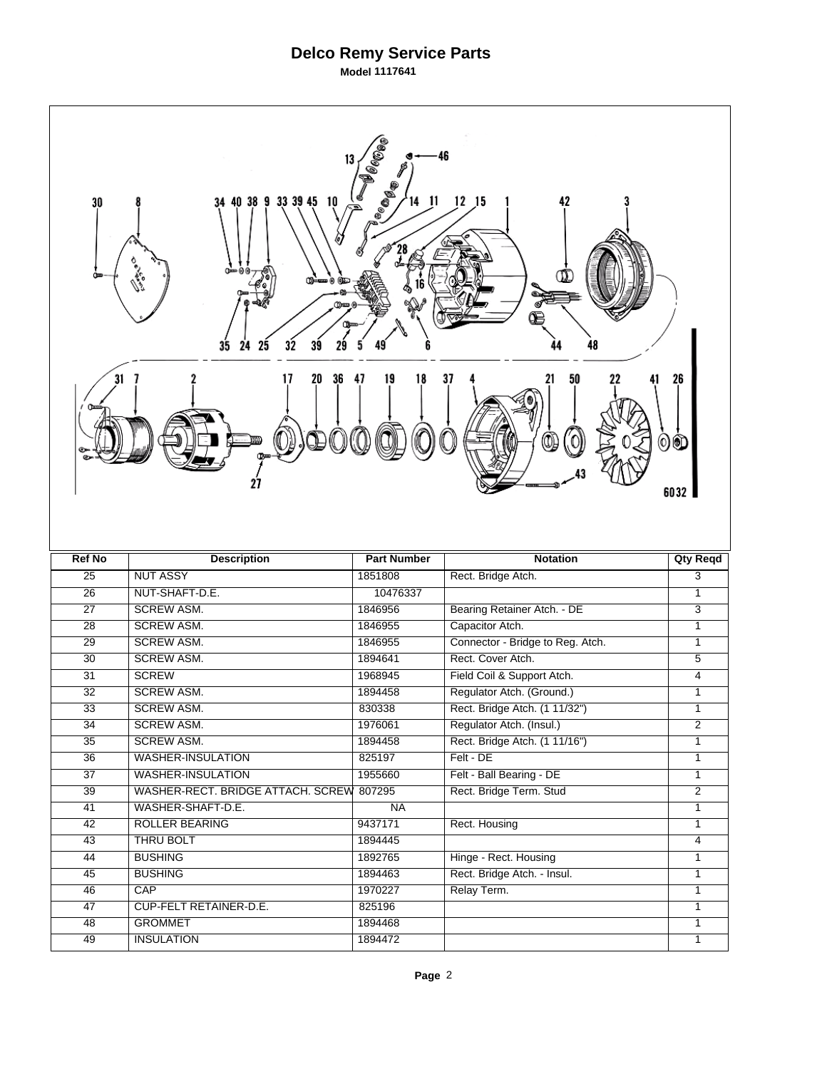# Delco Remy Service Parts

**Model 1117641**

| Ref No | Description | Part Number | Notation | Qty Reqd |
|---|---|---|---|---|
| 25 | NUT ASSY | 1851808 | Rect. Bridge Atch. | 3 |
| 26 | NUT-SHAFT-D.E. | 10476337 | | 1 |
| 27 | SCREW ASM. | 1846956 | Bearing Retainer Atch. - DE | 3 |
| 28 | SCREW ASM. | 1846955 | Capacitor Atch. | 1 |
| 29 | SCREW ASM. | 1846955 | Connector - Bridge to Reg. Atch. | 1 |
| 30 | SCREW ASM. | 1894641 | Rect. Cover Atch. | 5 |
| 31 | SCREW | 1968945 | Field Coil & Support Atch. | 4 |
| 32 | SCREW ASM. | 1894458 | Regulator Atch. (Ground.) | 1 |
| 33 | SCREW ASM. | 830338 | Rect. Bridge Atch. (1 11/32") | 1 |
| 34 | SCREW ASM. | 1976061 | Regulator Atch. (Insul.) | 2 |
| 35 | SCREW ASM. | 1894458 | Rect. Bridge Atch. (1 11/16") | 1 |
| 36 | WASHER-INSULATION | 825197 | Felt - DE | 1 |
| 37 | WASHER-INSULATION | 1955660 | Felt - Ball Bearing - DE | 1 |
| 39 | WASHER-RECT. BRIDGE ATTACH. SCREW | 807295 | Rect. Bridge Term. Stud | 2 |
| 41 | WASHER-SHAFT-D.E. | NA | | 1 |
| 42 | ROLLER BEARING | 9437171 | Rect. Housing | 1 |
| 43 | THRU BOLT | 1894445 | | 4 |
| 44 | BUSHING | 1892765 | Hinge - Rect. Housing | 1 |
| 45 | BUSHING | 1894463 | Rect. Bridge Atch. - Insul. | 1 |
| 46 | CAP | 1970227 | Relay Term. | 1 |
| 47 | CUP-FELT RETAINER-D.E. | 825196 | | 1 |
| 48 | GROMMET | 1894468 | | 1 |
| 49 | INSULATION | 1894472 | | 1 |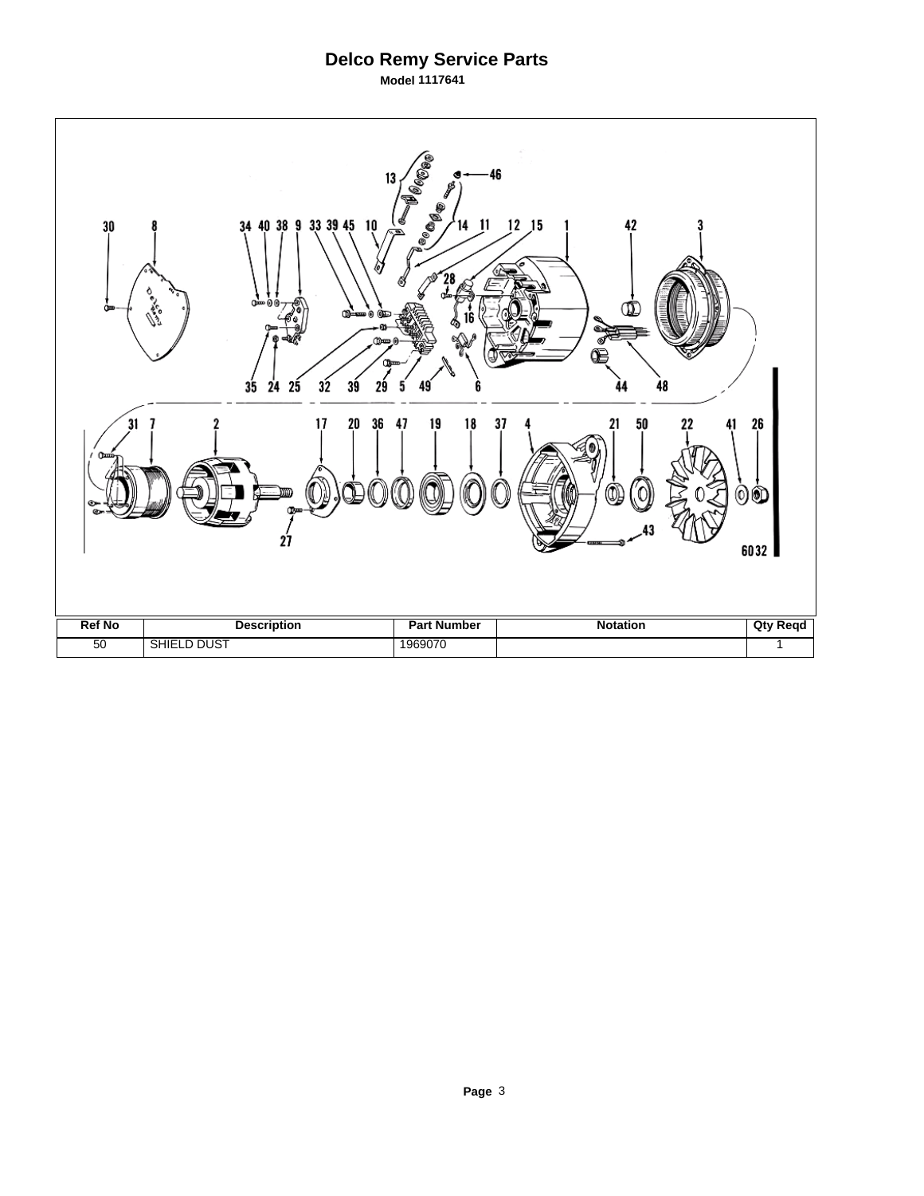# Delco Remy Service Parts

**Model 1117641**

| Ref No | Description | Part Number | Notation | Qty Reqd |
| --- | --- | --- | --- | --- |
| 50 | SHIELD DUST | 1969070 | | 1 |